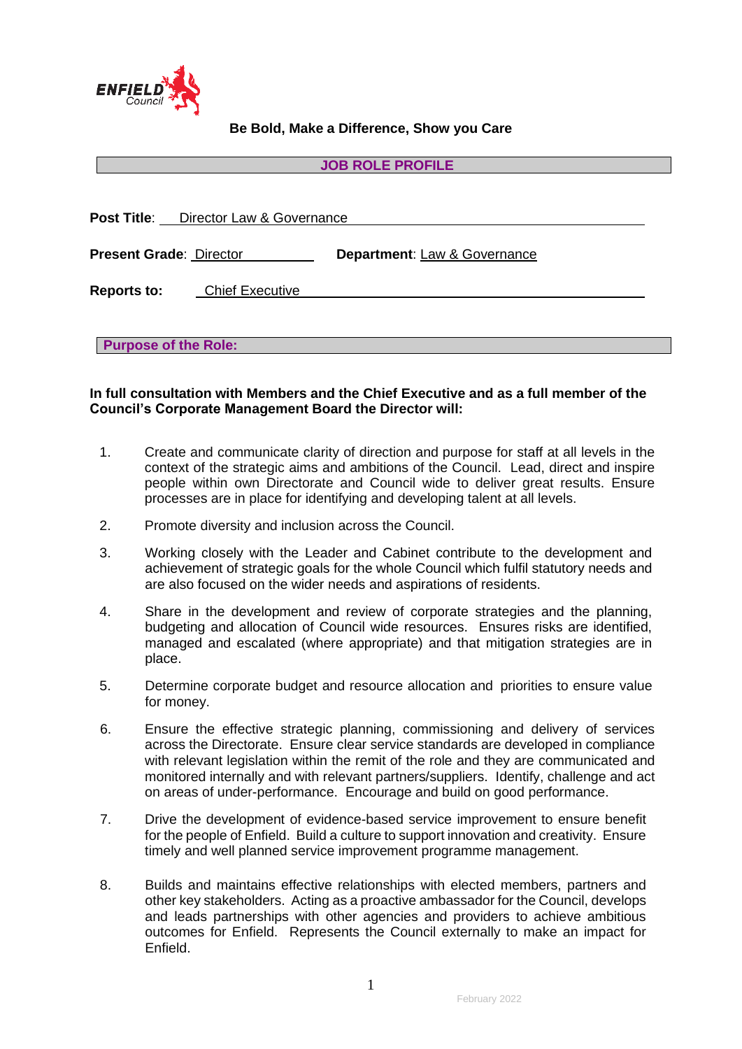**Be Bold, Make a Difference, Show you Care**

## JOB ROLE PROFILE

**Post Title**: Director Law & Governance

**Present Grade**: Director **Department**: Law & Governance

**Reports to:** Chief Executive

### Purpose of the Role:

**In full consultation with Members and the Chief Executive and as a full member of the Council's Corporate Management Board the Director will:**

1. Create and communicate clarity of direction and purpose for staff at all levels in the context of the strategic aims and ambitions of the Council. Lead, direct and inspire people within own Directorate and Council wide to deliver great results. Ensure processes are in place for identifying and developing talent at all levels.

2. Promote diversity and inclusion across the Council.

3. Working closely with the Leader and Cabinet contribute to the development and achievement of strategic goals for the whole Council which fulfil statutory needs and are also focused on the wider needs and aspirations of residents.

4. Share in the development and review of corporate strategies and the planning, budgeting and allocation of Council wide resources. Ensures risks are identified, managed and escalated (where appropriate) and that mitigation strategies are in place.

5. Determine corporate budget and resource allocation and priorities to ensure value for money.

6. Ensure the effective strategic planning, commissioning and delivery of services across the Directorate. Ensure clear service standards are developed in compliance with relevant legislation within the remit of the role and they are communicated and monitored internally and with relevant partners/suppliers. Identify, challenge and act on areas of under-performance. Encourage and build on good performance.

7. Drive the development of evidence-based service improvement to ensure benefit for the people of Enfield. Build a culture to support innovation and creativity. Ensure timely and well planned service improvement programme management.

8. Builds and maintains effective relationships with elected members, partners and other key stakeholders. Acting as a proactive ambassador for the Council, develops and leads partnerships with other agencies and providers to achieve ambitious outcomes for Enfield. Represents the Council externally to make an impact for Enfield.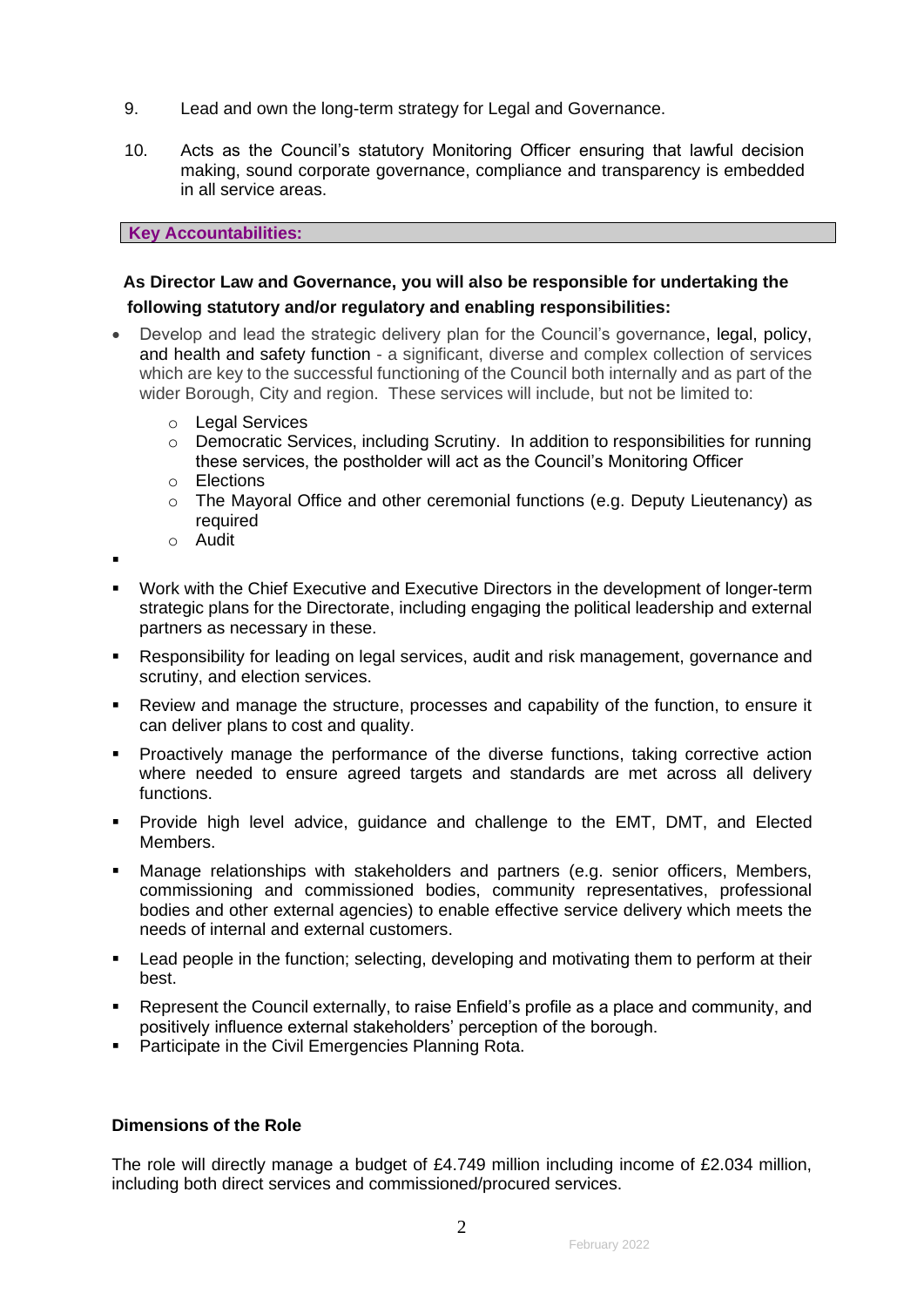9. Lead and own the long-term strategy for Legal and Governance.

10. Acts as the Council's statutory Monitoring Officer ensuring that lawful decision making, sound corporate governance, compliance and transparency is embedded in all service areas.

**Key Accountabilities:**

**As Director Law and Governance, you will also be responsible for undertaking the following statutory and/or regulatory and enabling responsibilities:**

- Develop and lead the strategic delivery plan for the Council's governance, legal, policy, and health and safety function - a significant, diverse and complex collection of services which are key to the successful functioning of the Council both internally and as part of the wider Borough, City and region. These services will include, but not be limited to:
  - Legal Services
  - Democratic Services, including Scrutiny. In addition to responsibilities for running these services, the postholder will act as the Council's Monitoring Officer
  - Elections
  - The Mayoral Office and other ceremonial functions (e.g. Deputy Lieutenancy) as required
  - Audit

- Work with the Chief Executive and Executive Directors in the development of longer-term strategic plans for the Directorate, including engaging the political leadership and external partners as necessary in these.
- Responsibility for leading on legal services, audit and risk management, governance and scrutiny, and election services.
- Review and manage the structure, processes and capability of the function, to ensure it can deliver plans to cost and quality.
- Proactively manage the performance of the diverse functions, taking corrective action where needed to ensure agreed targets and standards are met across all delivery functions.
- Provide high level advice, guidance and challenge to the EMT, DMT, and Elected Members.
- Manage relationships with stakeholders and partners (e.g. senior officers, Members, commissioning and commissioned bodies, community representatives, professional bodies and other external agencies) to enable effective service delivery which meets the needs of internal and external customers.
- Lead people in the function; selecting, developing and motivating them to perform at their best.
- Represent the Council externally, to raise Enfield's profile as a place and community, and positively influence external stakeholders' perception of the borough.
- Participate in the Civil Emergencies Planning Rota.

**Dimensions of the Role**

The role will directly manage a budget of £4.749 million including income of £2.034 million, including both direct services and commissioned/procured services.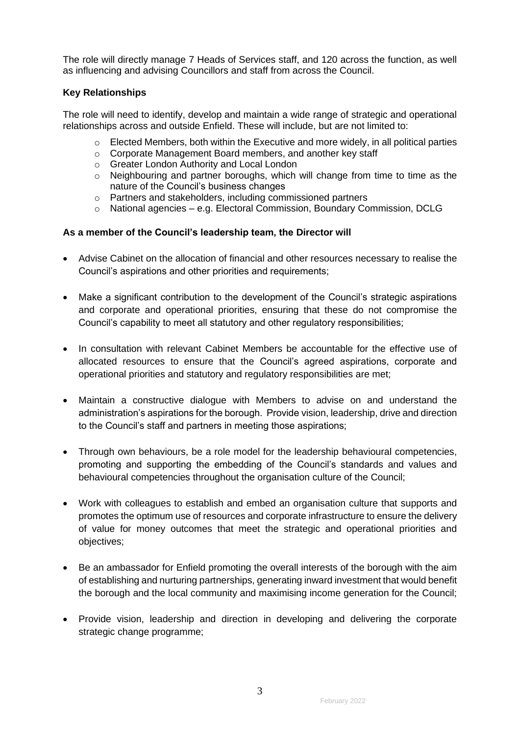The role will directly manage 7 Heads of Services staff, and 120 across the function, as well as influencing and advising Councillors and staff from across the Council.

**Key Relationships**

The role will need to identify, develop and maintain a wide range of strategic and operational relationships across and outside Enfield. These will include, but are not limited to:

- Elected Members, both within the Executive and more widely, in all political parties
- Corporate Management Board members, and another key staff
- Greater London Authority and Local London
- Neighbouring and partner boroughs, which will change from time to time as the nature of the Council's business changes
- Partners and stakeholders, including commissioned partners
- National agencies – e.g. Electoral Commission, Boundary Commission, DCLG

**As a member of the Council's leadership team, the Director will**

- Advise Cabinet on the allocation of financial and other resources necessary to realise the Council's aspirations and other priorities and requirements;
- Make a significant contribution to the development of the Council's strategic aspirations and corporate and operational priorities, ensuring that these do not compromise the Council's capability to meet all statutory and other regulatory responsibilities;
- In consultation with relevant Cabinet Members be accountable for the effective use of allocated resources to ensure that the Council's agreed aspirations, corporate and operational priorities and statutory and regulatory responsibilities are met;
- Maintain a constructive dialogue with Members to advise on and understand the administration's aspirations for the borough. Provide vision, leadership, drive and direction to the Council's staff and partners in meeting those aspirations;
- Through own behaviours, be a role model for the leadership behavioural competencies, promoting and supporting the embedding of the Council's standards and values and behavioural competencies throughout the organisation culture of the Council;
- Work with colleagues to establish and embed an organisation culture that supports and promotes the optimum use of resources and corporate infrastructure to ensure the delivery of value for money outcomes that meet the strategic and operational priorities and objectives;
- Be an ambassador for Enfield promoting the overall interests of the borough with the aim of establishing and nurturing partnerships, generating inward investment that would benefit the borough and the local community and maximising income generation for the Council;
- Provide vision, leadership and direction in developing and delivering the corporate strategic change programme;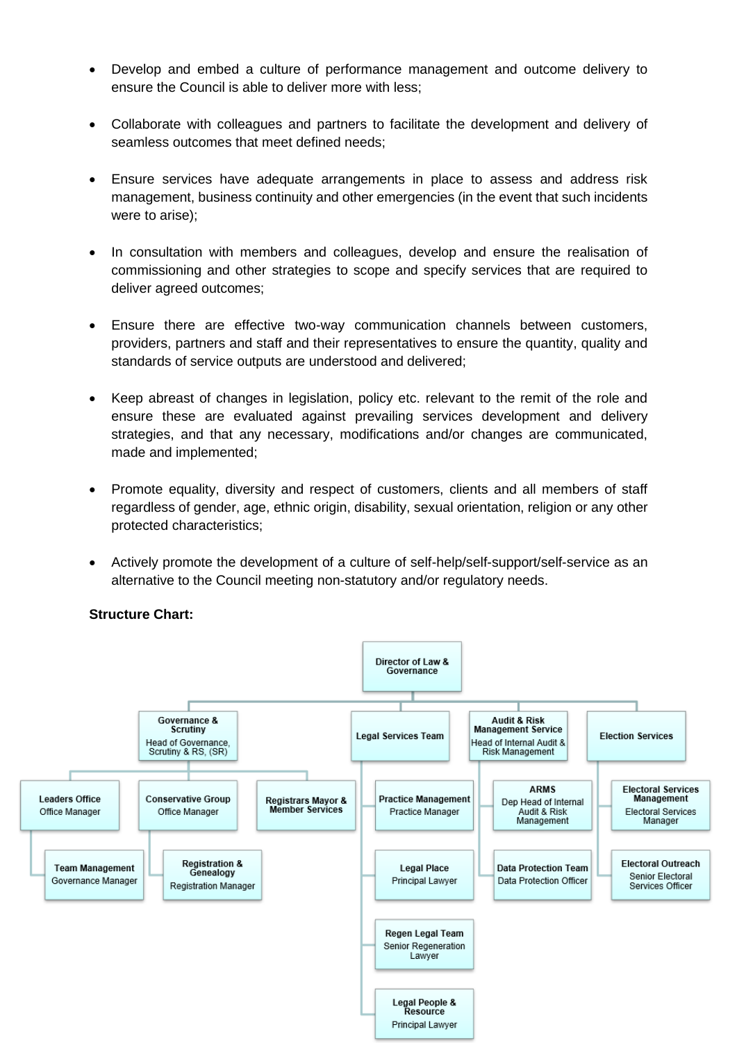- Develop and embed a culture of performance management and outcome delivery to ensure the Council is able to deliver more with less;

- Collaborate with colleagues and partners to facilitate the development and delivery of seamless outcomes that meet defined needs;

- Ensure services have adequate arrangements in place to assess and address risk management, business continuity and other emergencies (in the event that such incidents were to arise);

- In consultation with members and colleagues, develop and ensure the realisation of commissioning and other strategies to scope and specify services that are required to deliver agreed outcomes;

- Ensure there are effective two-way communication channels between customers, providers, partners and staff and their representatives to ensure the quantity, quality and standards of service outputs are understood and delivered;

- Keep abreast of changes in legislation, policy etc. relevant to the remit of the role and ensure these are evaluated against prevailing services development and delivery strategies, and that any necessary, modifications and/or changes are communicated, made and implemented;

- Promote equality, diversity and respect of customers, clients and all members of staff regardless of gender, age, ethnic origin, disability, sexual orientation, religion or any other protected characteristics;

- Actively promote the development of a culture of self-help/self-support/self-service as an alternative to the Council meeting non-statutory and/or regulatory needs.

**Structure Chart:**

- **Director of Law & Governance**
  - **Governance & Scrutiny** – Head of Governance, Scrutiny & RS, (SR)
    - **Leaders Office** – Office Manager
      - **Team Management** – Governance Manager
    - **Conservative Group** – Office Manager
      - **Registration & Genealogy** – Registration Manager
    - **Registrars Mayor & Member Services**
  - **Legal Services Team**
    - **Practice Management** – Practice Manager
    - **Legal Place** – Principal Lawyer
    - **Regen Legal Team** – Senior Regeneration Lawyer
    - **Legal People & Resource** – Principal Lawyer
  - **Audit & Risk Management Service** – Head of Internal Audit & Risk Management
    - **ARMS** – Dep Head of Internal Audit & Risk Management
    - **Data Protection Team** – Data Protection Officer
  - **Election Services**
    - **Electoral Services Management** – Electoral Services Manager
    - **Electoral Outreach** – Senior Electoral Services Officer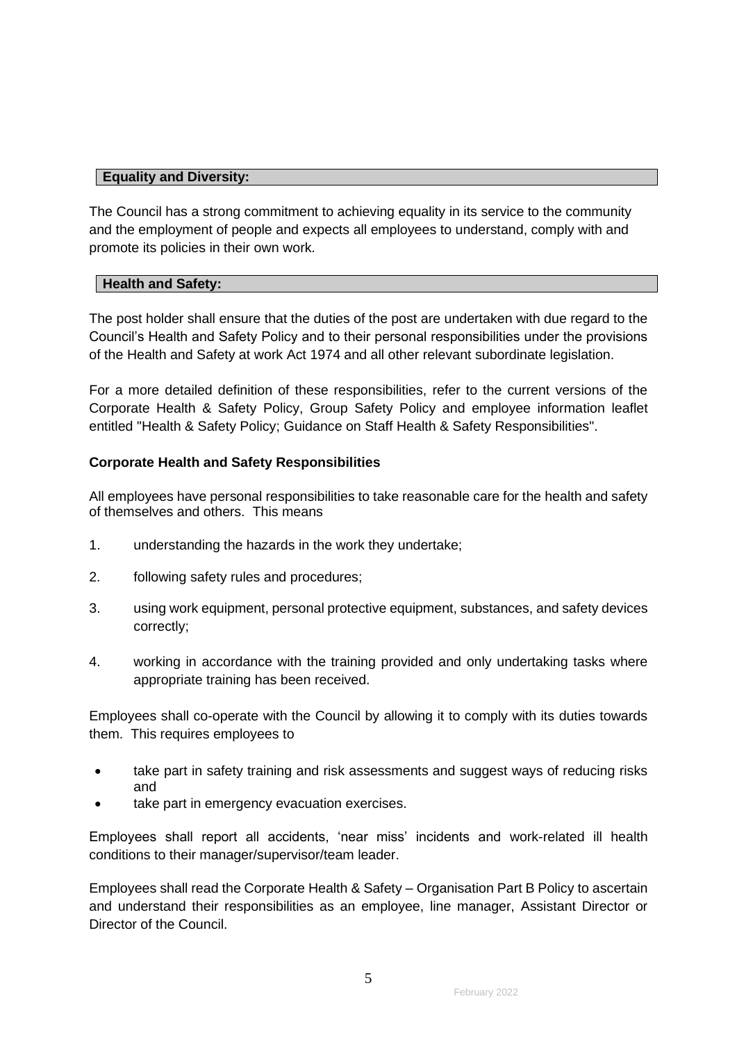## Equality and Diversity:

The Council has a strong commitment to achieving equality in its service to the community and the employment of people and expects all employees to understand, comply with and promote its policies in their own work.

## Health and Safety:

The post holder shall ensure that the duties of the post are undertaken with due regard to the Council's Health and Safety Policy and to their personal responsibilities under the provisions of the Health and Safety at work Act 1974 and all other relevant subordinate legislation.

For a more detailed definition of these responsibilities, refer to the current versions of the Corporate Health & Safety Policy, Group Safety Policy and employee information leaflet entitled "Health & Safety Policy; Guidance on Staff Health & Safety Responsibilities".

### Corporate Health and Safety Responsibilities

All employees have personal responsibilities to take reasonable care for the health and safety of themselves and others. This means

1. understanding the hazards in the work they undertake;
2. following safety rules and procedures;
3. using work equipment, personal protective equipment, substances, and safety devices correctly;
4. working in accordance with the training provided and only undertaking tasks where appropriate training has been received.

Employees shall co-operate with the Council by allowing it to comply with its duties towards them. This requires employees to

- take part in safety training and risk assessments and suggest ways of reducing risks and
- take part in emergency evacuation exercises.

Employees shall report all accidents, 'near miss' incidents and work-related ill health conditions to their manager/supervisor/team leader.

Employees shall read the Corporate Health & Safety – Organisation Part B Policy to ascertain and understand their responsibilities as an employee, line manager, Assistant Director or Director of the Council.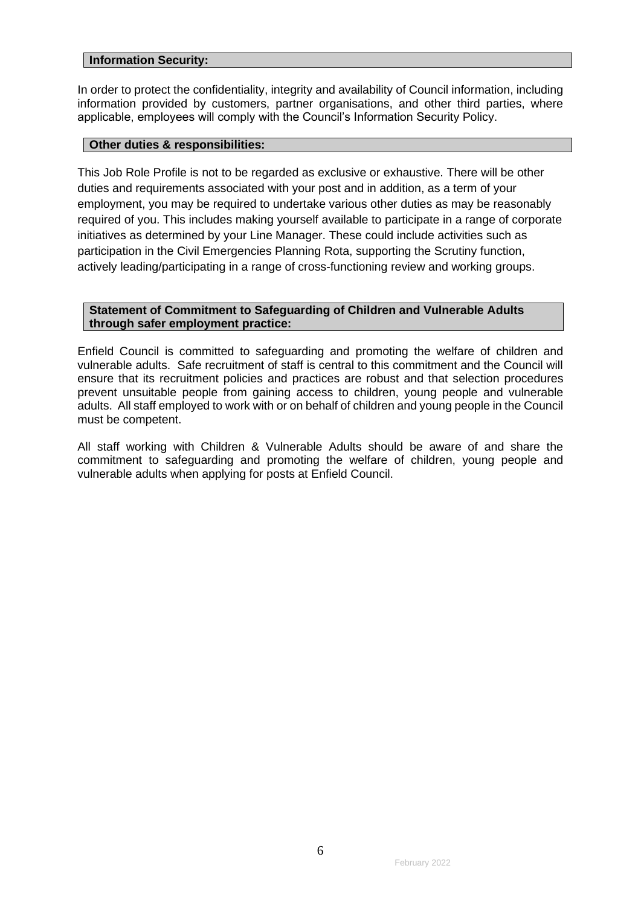**Information Security:**

In order to protect the confidentiality, integrity and availability of Council information, including information provided by customers, partner organisations, and other third parties, where applicable, employees will comply with the Council's Information Security Policy.

**Other duties & responsibilities:**

This Job Role Profile is not to be regarded as exclusive or exhaustive. There will be other duties and requirements associated with your post and in addition, as a term of your employment, you may be required to undertake various other duties as may be reasonably required of you. This includes making yourself available to participate in a range of corporate initiatives as determined by your Line Manager. These could include activities such as participation in the Civil Emergencies Planning Rota, supporting the Scrutiny function, actively leading/participating in a range of cross-functioning review and working groups.

**Statement of Commitment to Safeguarding of Children and Vulnerable Adults through safer employment practice:**

Enfield Council is committed to safeguarding and promoting the welfare of children and vulnerable adults. Safe recruitment of staff is central to this commitment and the Council will ensure that its recruitment policies and practices are robust and that selection procedures prevent unsuitable people from gaining access to children, young people and vulnerable adults. All staff employed to work with or on behalf of children and young people in the Council must be competent.

All staff working with Children & Vulnerable Adults should be aware of and share the commitment to safeguarding and promoting the welfare of children, young people and vulnerable adults when applying for posts at Enfield Council.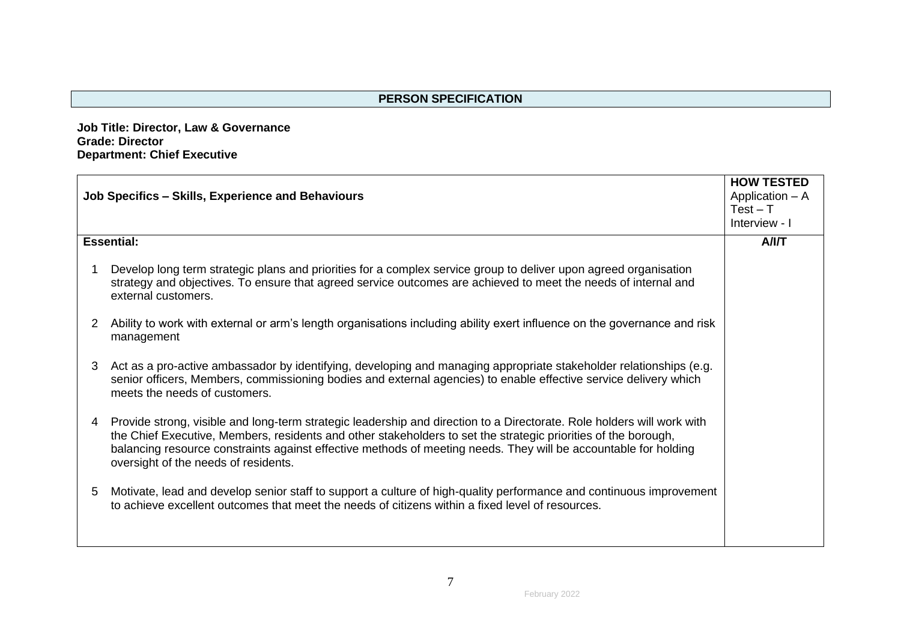## PERSON SPECIFICATION

**Job Title: Director, Law & Governance**
**Grade: Director**
**Department: Chief Executive**

| **Job Specifics – Skills, Experience and Behaviours** | **HOW TESTED** Application – A Test – T Interview - I |
|---|---|
| **Essential:** | **A/I/T** |
| 1 Develop long term strategic plans and priorities for a complex service group to deliver upon agreed organisation strategy and objectives. To ensure that agreed service outcomes are achieved to meet the needs of internal and external customers. | |
| 2 Ability to work with external or arm's length organisations including ability exert influence on the governance and risk management | |
| 3 Act as a pro-active ambassador by identifying, developing and managing appropriate stakeholder relationships (e.g. senior officers, Members, commissioning bodies and external agencies) to enable effective service delivery which meets the needs of customers. | |
| 4 Provide strong, visible and long-term strategic leadership and direction to a Directorate. Role holders will work with the Chief Executive, Members, residents and other stakeholders to set the strategic priorities of the borough, balancing resource constraints against effective methods of meeting needs. They will be accountable for holding oversight of the needs of residents. | |
| 5 Motivate, lead and develop senior staff to support a culture of high-quality performance and continuous improvement to achieve excellent outcomes that meet the needs of citizens within a fixed level of resources. | |

February 2022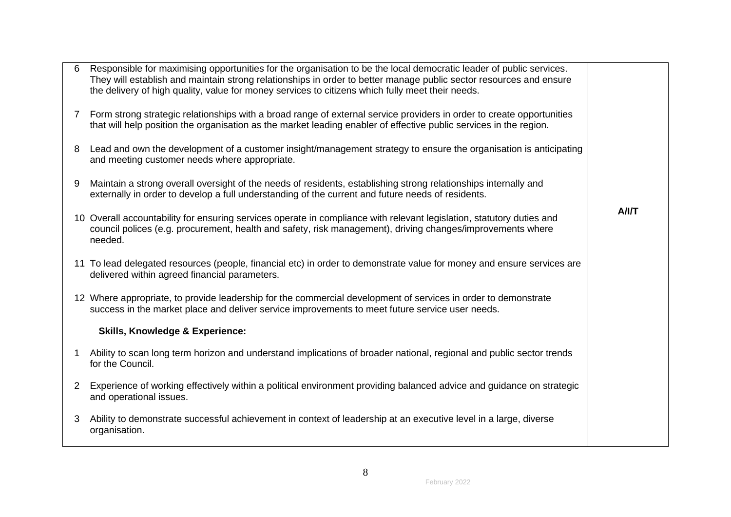| | |
|---|---|
| 6 Responsible for maximising opportunities for the organisation to be the local democratic leader of public services. They will establish and maintain strong relationships in order to better manage public sector resources and ensure the delivery of high quality, value for money services to citizens which fully meet their needs.<br><br>7 Form strong strategic relationships with a broad range of external service providers in order to create opportunities that will help position the organisation as the market leading enabler of effective public services in the region.<br><br>8 Lead and own the development of a customer insight/management strategy to ensure the organisation is anticipating and meeting customer needs where appropriate.<br><br>9 Maintain a strong overall oversight of the needs of residents, establishing strong relationships internally and externally in order to develop a full understanding of the current and future needs of residents.<br><br>10 Overall accountability for ensuring services operate in compliance with relevant legislation, statutory duties and council polices (e.g. procurement, health and safety, risk management), driving changes/improvements where needed.<br><br>11 To lead delegated resources (people, financial etc) in order to demonstrate value for money and ensure services are delivered within agreed financial parameters.<br><br>12 Where appropriate, to provide leadership for the commercial development of services in order to demonstrate success in the market place and deliver service improvements to meet future service user needs.<br><br>**Skills, Knowledge & Experience:**<br><br>1 Ability to scan long term horizon and understand implications of broader national, regional and public sector trends for the Council.<br><br>2 Experience of working effectively within a political environment providing balanced advice and guidance on strategic and operational issues.<br><br>3 Ability to demonstrate successful achievement in context of leadership at an executive level in a large, diverse organisation. | **A/I/T** |

February 2022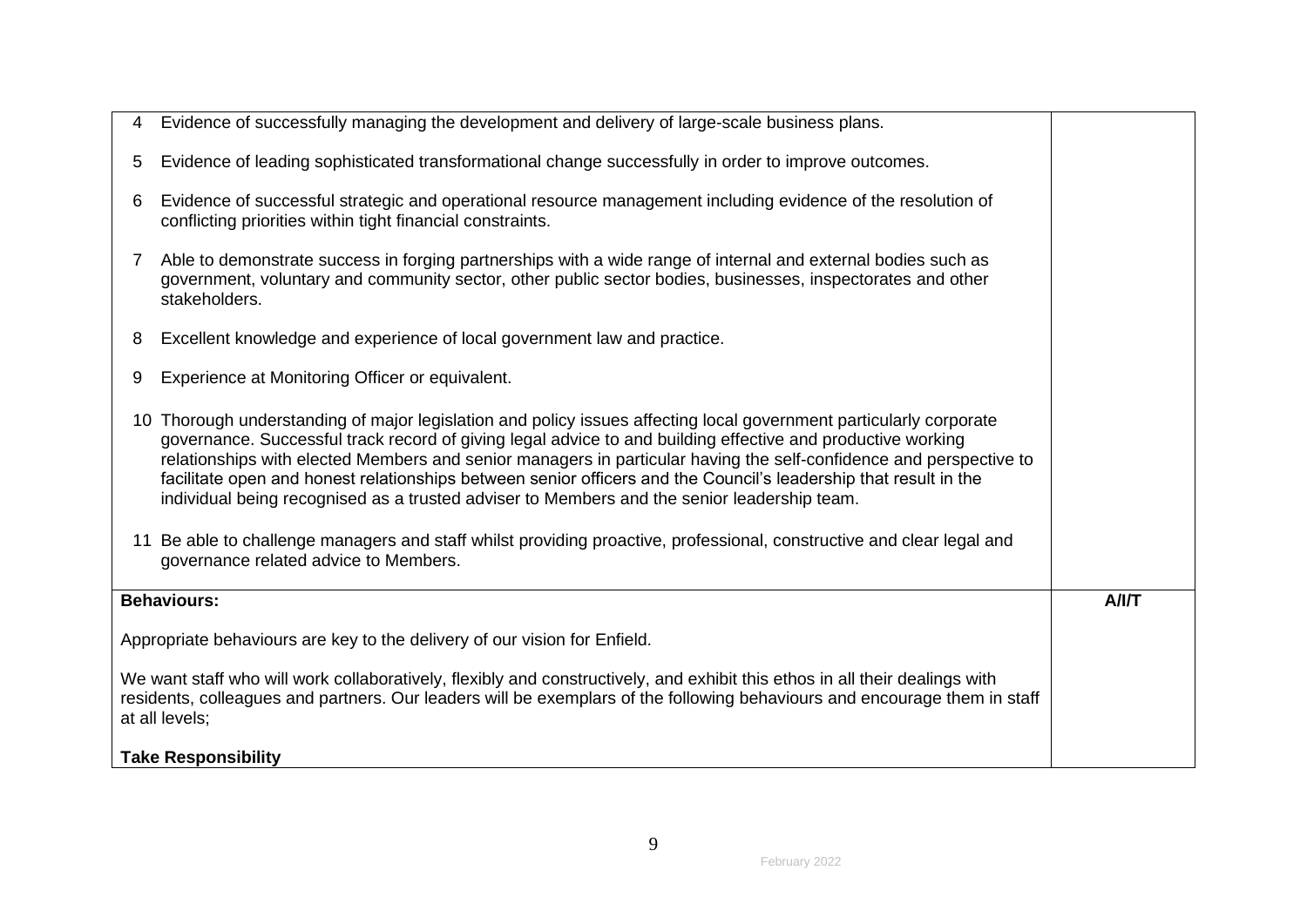| | |
|---|---|
| 4 Evidence of successfully managing the development and delivery of large-scale business plans.<br><br>5 Evidence of leading sophisticated transformational change successfully in order to improve outcomes.<br><br>6 Evidence of successful strategic and operational resource management including evidence of the resolution of conflicting priorities within tight financial constraints.<br><br>7 Able to demonstrate success in forging partnerships with a wide range of internal and external bodies such as government, voluntary and community sector, other public sector bodies, businesses, inspectorates and other stakeholders.<br><br>8 Excellent knowledge and experience of local government law and practice.<br><br>9 Experience at Monitoring Officer or equivalent.<br><br>10 Thorough understanding of major legislation and policy issues affecting local government particularly corporate governance. Successful track record of giving legal advice to and building effective and productive working relationships with elected Members and senior managers in particular having the self-confidence and perspective to facilitate open and honest relationships between senior officers and the Council's leadership that result in the individual being recognised as a trusted adviser to Members and the senior leadership team.<br><br>11 Be able to challenge managers and staff whilst providing proactive, professional, constructive and clear legal and governance related advice to Members. | |
| **Behaviours:**<br><br>Appropriate behaviours are key to the delivery of our vision for Enfield.<br><br>We want staff who will work collaboratively, flexibly and constructively, and exhibit this ethos in all their dealings with residents, colleagues and partners. Our leaders will be exemplars of the following behaviours and encourage them in staff at all levels;<br><br>**Take Responsibility** | **A/I/T** |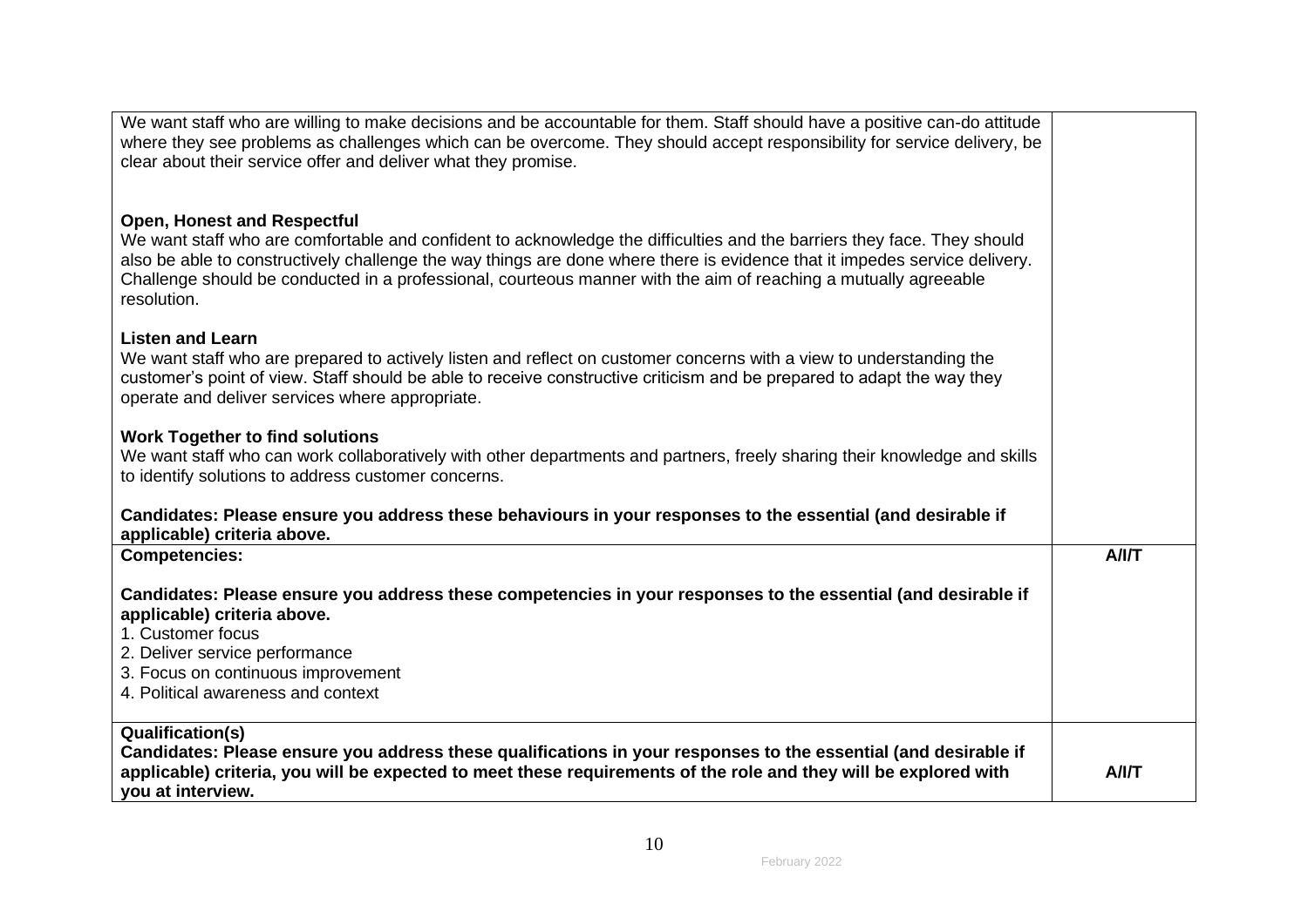| | |
|---|---|
| We want staff who are willing to make decisions and be accountable for them. Staff should have a positive can-do attitude where they see problems as challenges which can be overcome. They should accept responsibility for service delivery, be clear about their service offer and deliver what they promise.<br><br>**Open, Honest and Respectful**<br>We want staff who are comfortable and confident to acknowledge the difficulties and the barriers they face. They should also be able to constructively challenge the way things are done where there is evidence that it impedes service delivery. Challenge should be conducted in a professional, courteous manner with the aim of reaching a mutually agreeable resolution.<br><br>**Listen and Learn**<br>We want staff who are prepared to actively listen and reflect on customer concerns with a view to understanding the customer's point of view. Staff should be able to receive constructive criticism and be prepared to adapt the way they operate and deliver services where appropriate.<br><br>**Work Together to find solutions**<br>We want staff who can work collaboratively with other departments and partners, freely sharing their knowledge and skills to identify solutions to address customer concerns.<br><br>**Candidates: Please ensure you address these behaviours in your responses to the essential (and desirable if applicable) criteria above.** | |
| **Competencies:**<br><br>**Candidates: Please ensure you address these competencies in your responses to the essential (and desirable if applicable) criteria above.**<br>1. Customer focus<br>2. Deliver service performance<br>3. Focus on continuous improvement<br>4. Political awareness and context | **A/I/T** |
| **Qualification(s)**<br>**Candidates: Please ensure you address these qualifications in your responses to the essential (and desirable if applicable) criteria, you will be expected to meet these requirements of the role and they will be explored with you at interview.** | **A/I/T** |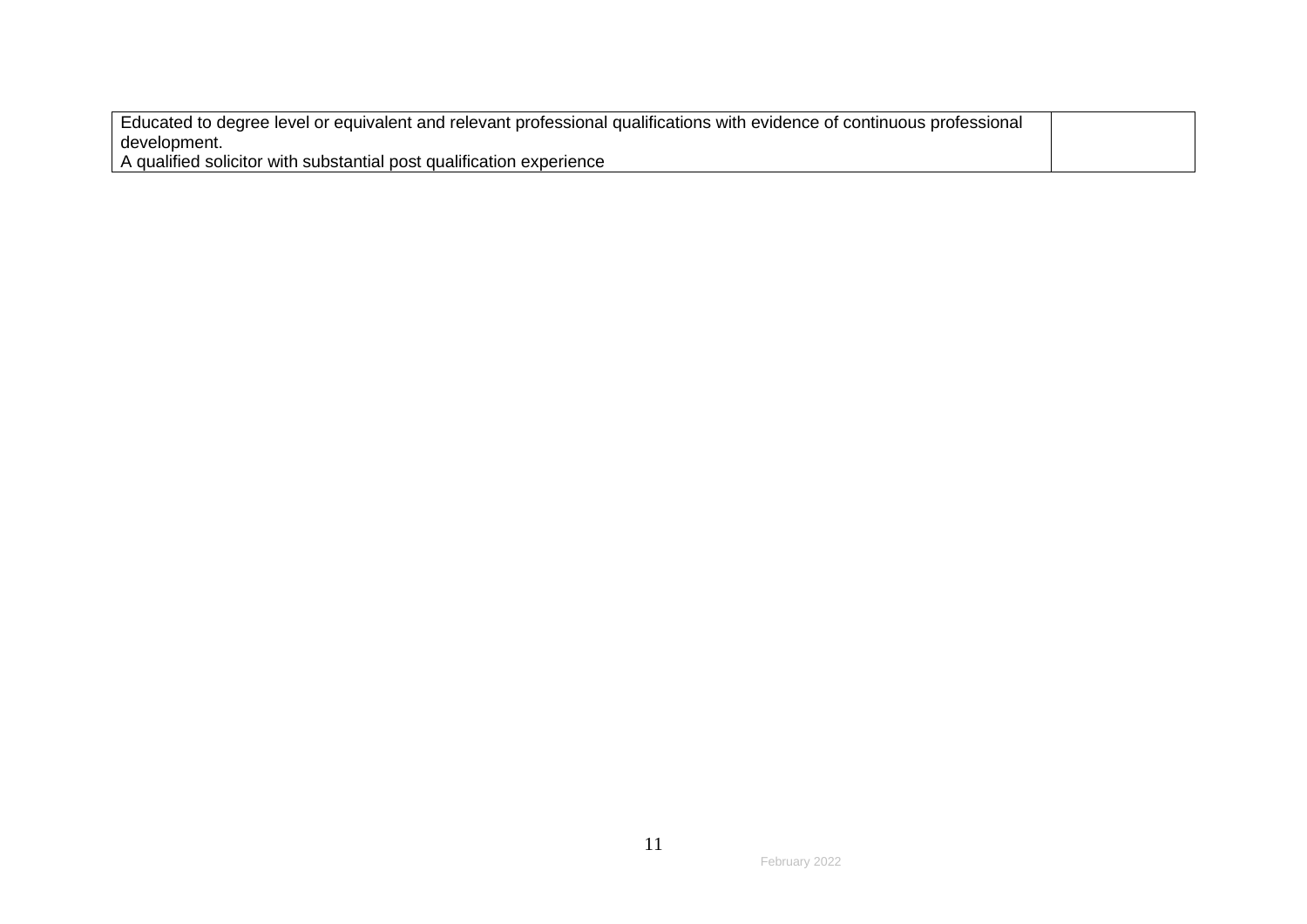| | |
|---|---|
| Educated to degree level or equivalent and relevant professional qualifications with evidence of continuous professional development.<br>A qualified solicitor with substantial post qualification experience | |